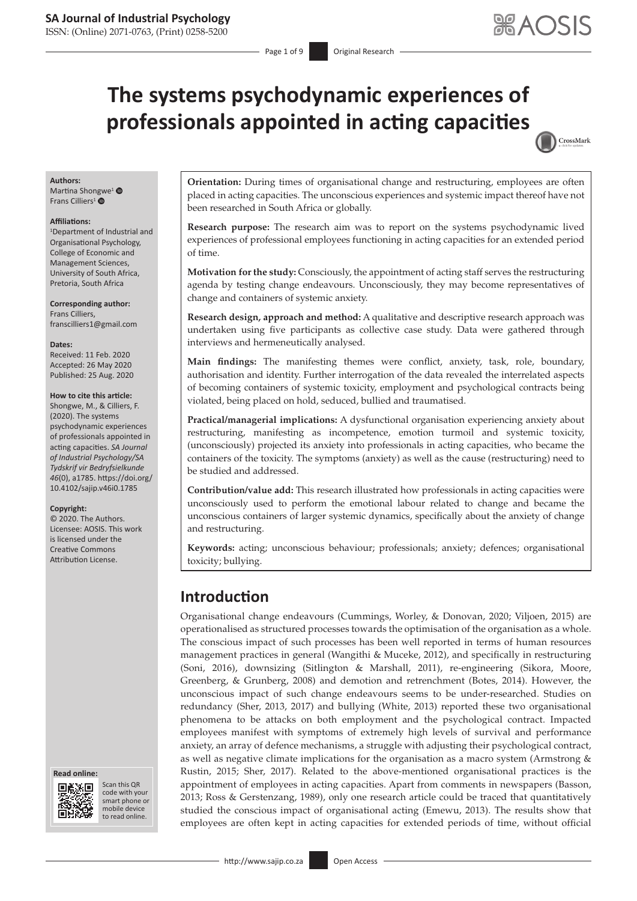# The systems psychodynamic experiences of professionals appointed in acting capacities

**Authors:**
Martina Shongwe[1]
Frans Cilliers[1]

**Affiliations:**
[1]Department of Industrial and Organisational Psychology, College of Economic and Management Sciences, University of South Africa, Pretoria, South Africa

**Corresponding author:**
Frans Cilliers,
franscilliers1@gmail.com

**Dates:**
Received: 11 Feb. 2020
Accepted: 26 May 2020
Published: 25 Aug. 2020

**How to cite this article:**
Shongwe, M., & Cilliers, F. (2020). The systems psychodynamic experiences of professionals appointed in acting capacities. *SA Journal of Industrial Psychology/SA Tydskrif vir Bedryfsielkunde 46*(0), a1785. https://doi.org/10.4102/sajip.v46i0.1785

**Copyright:**
© 2020. The Authors. Licensee: AOSIS. This work is licensed under the Creative Commons Attribution License.

**Orientation:** During times of organisational change and restructuring, employees are often placed in acting capacities. The unconscious experiences and systemic impact thereof have not been researched in South Africa or globally.

**Research purpose:** The research aim was to report on the systems psychodynamic lived experiences of professional employees functioning in acting capacities for an extended period of time.

**Motivation for the study:** Consciously, the appointment of acting staff serves the restructuring agenda by testing change endeavours. Unconsciously, they may become representatives of change and containers of systemic anxiety.

**Research design, approach and method:** A qualitative and descriptive research approach was undertaken using five participants as collective case study. Data were gathered through interviews and hermeneutically analysed.

**Main findings:** The manifesting themes were conflict, anxiety, task, role, boundary, authorisation and identity. Further interrogation of the data revealed the interrelated aspects of becoming containers of systemic toxicity, employment and psychological contracts being violated, being placed on hold, seduced, bullied and traumatised.

**Practical/managerial implications:** A dysfunctional organisation experiencing anxiety about restructuring, manifesting as incompetence, emotion turmoil and systemic toxicity, (unconsciously) projected its anxiety into professionals in acting capacities, who became the containers of the toxicity. The symptoms (anxiety) as well as the cause (restructuring) need to be studied and addressed.

**Contribution/value add:** This research illustrated how professionals in acting capacities were unconsciously used to perform the emotional labour related to change and became the unconscious containers of larger systemic dynamics, specifically about the anxiety of change and restructuring.

**Keywords:** acting; unconscious behaviour; professionals; anxiety; defences; organisational toxicity; bullying.

## Introduction

Organisational change endeavours (Cummings, Worley, & Donovan, 2020; Viljoen, 2015) are operationalised as structured processes towards the optimisation of the organisation as a whole. The conscious impact of such processes has been well reported in terms of human resources management practices in general (Wangithi & Muceke, 2012), and specifically in restructuring (Soni, 2016), downsizing (Sitlington & Marshall, 2011), re-engineering (Sikora, Moore, Greenberg, & Grunberg, 2008) and demotion and retrenchment (Botes, 2014). However, the unconscious impact of such change endeavours seems to be under-researched. Studies on redundancy (Sher, 2013, 2017) and bullying (White, 2013) reported these two organisational phenomena to be attacks on both employment and the psychological contract. Impacted employees manifest with symptoms of extremely high levels of survival and performance anxiety, an array of defence mechanisms, a struggle with adjusting their psychological contract, as well as negative climate implications for the organisation as a macro system (Armstrong & Rustin, 2015; Sher, 2017). Related to the above-mentioned organisational practices is the appointment of employees in acting capacities. Apart from comments in newspapers (Basson, 2013; Ross & Gerstenzang, 1989), only one research article could be traced that quantitatively studied the conscious impact of organisational acting (Emewu, 2013). The results show that employees are often kept in acting capacities for extended periods of time, without official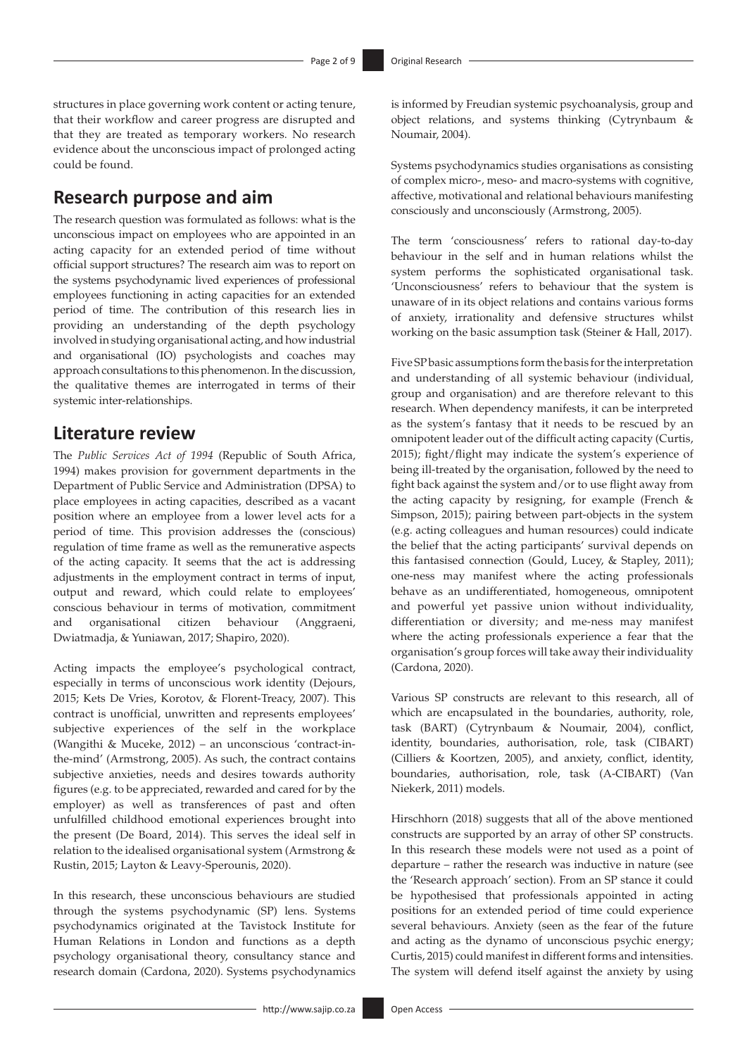structures in place governing work content or acting tenure, that their workflow and career progress are disrupted and that they are treated as temporary workers. No research evidence about the unconscious impact of prolonged acting could be found.

## Research purpose and aim

The research question was formulated as follows: what is the unconscious impact on employees who are appointed in an acting capacity for an extended period of time without official support structures? The research aim was to report on the systems psychodynamic lived experiences of professional employees functioning in acting capacities for an extended period of time. The contribution of this research lies in providing an understanding of the depth psychology involved in studying organisational acting, and how industrial and organisational (IO) psychologists and coaches may approach consultations to this phenomenon. In the discussion, the qualitative themes are interrogated in terms of their systemic inter-relationships.

## Literature review

The *Public Services Act of 1994* (Republic of South Africa, 1994) makes provision for government departments in the Department of Public Service and Administration (DPSA) to place employees in acting capacities, described as a vacant position where an employee from a lower level acts for a period of time. This provision addresses the (conscious) regulation of time frame as well as the remunerative aspects of the acting capacity. It seems that the act is addressing adjustments in the employment contract in terms of input, output and reward, which could relate to employees' conscious behaviour in terms of motivation, commitment and organisational citizen behaviour (Anggraeni, Dwiatmadja, & Yuniawan, 2017; Shapiro, 2020).

Acting impacts the employee's psychological contract, especially in terms of unconscious work identity (Dejours, 2015; Kets De Vries, Korotov, & Florent-Treacy, 2007). This contract is unofficial, unwritten and represents employees' subjective experiences of the self in the workplace (Wangithi & Muceke, 2012) – an unconscious 'contract-in-the-mind' (Armstrong, 2005). As such, the contract contains subjective anxieties, needs and desires towards authority figures (e.g. to be appreciated, rewarded and cared for by the employer) as well as transferences of past and often unfulfilled childhood emotional experiences brought into the present (De Board, 2014). This serves the ideal self in relation to the idealised organisational system (Armstrong & Rustin, 2015; Layton & Leavy-Sperounis, 2020).

In this research, these unconscious behaviours are studied through the systems psychodynamic (SP) lens. Systems psychodynamics originated at the Tavistock Institute for Human Relations in London and functions as a depth psychology organisational theory, consultancy stance and research domain (Cardona, 2020). Systems psychodynamics is informed by Freudian systemic psychoanalysis, group and object relations, and systems thinking (Cytrynbaum & Noumair, 2004).

Systems psychodynamics studies organisations as consisting of complex micro-, meso- and macro-systems with cognitive, affective, motivational and relational behaviours manifesting consciously and unconsciously (Armstrong, 2005).

The term 'consciousness' refers to rational day-to-day behaviour in the self and in human relations whilst the system performs the sophisticated organisational task. 'Unconsciousness' refers to behaviour that the system is unaware of in its object relations and contains various forms of anxiety, irrationality and defensive structures whilst working on the basic assumption task (Steiner & Hall, 2017).

Five SP basic assumptions form the basis for the interpretation and understanding of all systemic behaviour (individual, group and organisation) and are therefore relevant to this research. When dependency manifests, it can be interpreted as the system's fantasy that it needs to be rescued by an omnipotent leader out of the difficult acting capacity (Curtis, 2015); fight/flight may indicate the system's experience of being ill-treated by the organisation, followed by the need to fight back against the system and/or to use flight away from the acting capacity by resigning, for example (French & Simpson, 2015); pairing between part-objects in the system (e.g. acting colleagues and human resources) could indicate the belief that the acting participants' survival depends on this fantasised connection (Gould, Lucey, & Stapley, 2011); one-ness may manifest where the acting professionals behave as an undifferentiated, homogeneous, omnipotent and powerful yet passive union without individuality, differentiation or diversity; and me-ness may manifest where the acting professionals experience a fear that the organisation's group forces will take away their individuality (Cardona, 2020).

Various SP constructs are relevant to this research, all of which are encapsulated in the boundaries, authority, role, task (BART) (Cytrynbaum & Noumair, 2004), conflict, identity, boundaries, authorisation, role, task (CIBART) (Cilliers & Koortzen, 2005), and anxiety, conflict, identity, boundaries, authorisation, role, task (A-CIBART) (Van Niekerk, 2011) models.

Hirschhorn (2018) suggests that all of the above mentioned constructs are supported by an array of other SP constructs. In this research these models were not used as a point of departure – rather the research was inductive in nature (see the 'Research approach' section). From an SP stance it could be hypothesised that professionals appointed in acting positions for an extended period of time could experience several behaviours. Anxiety (seen as the fear of the future and acting as the dynamo of unconscious psychic energy; Curtis, 2015) could manifest in different forms and intensities. The system will defend itself against the anxiety by using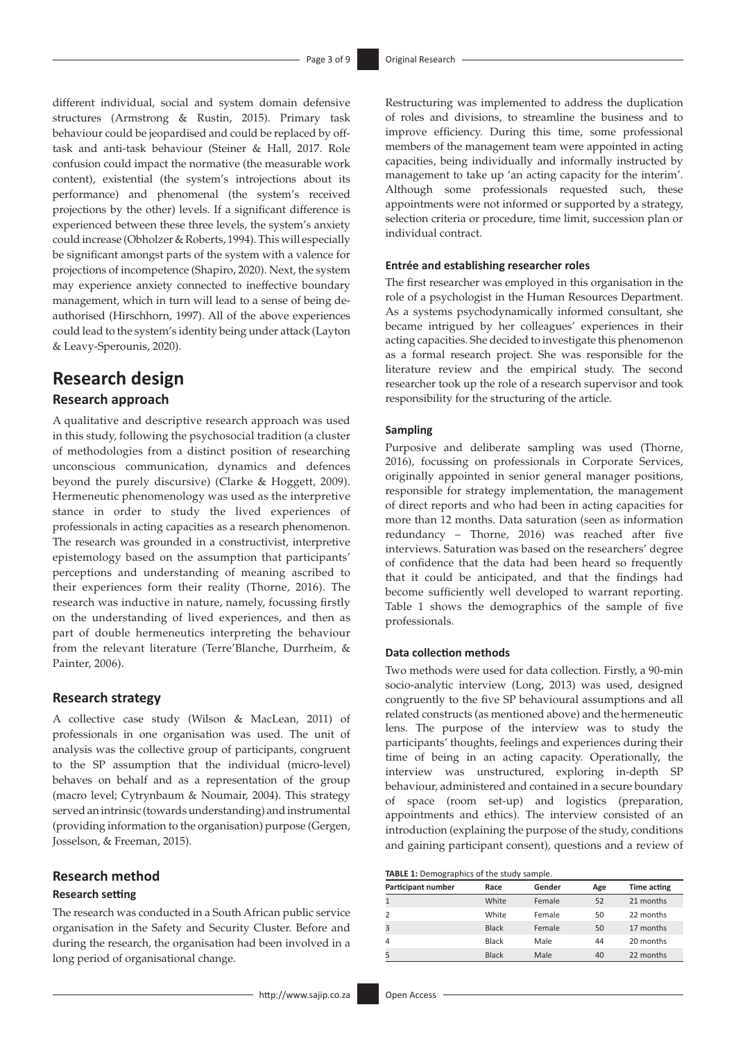different individual, social and system domain defensive structures (Armstrong & Rustin, 2015). Primary task behaviour could be jeopardised and could be replaced by off-task and anti-task behaviour (Steiner & Hall, 2017. Role confusion could impact the normative (the measurable work content), existential (the system's introjections about its performance) and phenomenal (the system's received projections by the other) levels. If a significant difference is experienced between these three levels, the system's anxiety could increase (Obholzer & Roberts, 1994). This will especially be significant amongst parts of the system with a valence for projections of incompetence (Shapiro, 2020). Next, the system may experience anxiety connected to ineffective boundary management, which in turn will lead to a sense of being de-authorised (Hirschhorn, 1997). All of the above experiences could lead to the system's identity being under attack (Layton & Leavy-Sperounis, 2020).

# Research design

## Research approach

A qualitative and descriptive research approach was used in this study, following the psychosocial tradition (a cluster of methodologies from a distinct position of researching unconscious communication, dynamics and defences beyond the purely discursive) (Clarke & Hoggett, 2009). Hermeneutic phenomenology was used as the interpretive stance in order to study the lived experiences of professionals in acting capacities as a research phenomenon. The research was grounded in a constructivist, interpretive epistemology based on the assumption that participants' perceptions and understanding of meaning ascribed to their experiences form their reality (Thorne, 2016). The research was inductive in nature, namely, focussing firstly on the understanding of lived experiences, and then as part of double hermeneutics interpreting the behaviour from the relevant literature (Terre'Blanche, Durrheim, & Painter, 2006).

## Research strategy

A collective case study (Wilson & MacLean, 2011) of professionals in one organisation was used. The unit of analysis was the collective group of participants, congruent to the SP assumption that the individual (micro-level) behaves on behalf and as a representation of the group (macro level; Cytrynbaum & Noumair, 2004). This strategy served an intrinsic (towards understanding) and instrumental (providing information to the organisation) purpose (Gergen, Josselson, & Freeman, 2015).

## Research method

### Research setting

The research was conducted in a South African public service organisation in the Safety and Security Cluster. Before and during the research, the organisation had been involved in a long period of organisational change.

Restructuring was implemented to address the duplication of roles and divisions, to streamline the business and to improve efficiency. During this time, some professional members of the management team were appointed in acting capacities, being individually and informally instructed by management to take up 'an acting capacity for the interim'. Although some professionals requested such, these appointments were not informed or supported by a strategy, selection criteria or procedure, time limit, succession plan or individual contract.

### Entrée and establishing researcher roles

The first researcher was employed in this organisation in the role of a psychologist in the Human Resources Department. As a systems psychodynamically informed consultant, she became intrigued by her colleagues' experiences in their acting capacities. She decided to investigate this phenomenon as a formal research project. She was responsible for the literature review and the empirical study. The second researcher took up the role of a research supervisor and took responsibility for the structuring of the article.

### Sampling

Purposive and deliberate sampling was used (Thorne, 2016), focussing on professionals in Corporate Services, originally appointed in senior general manager positions, responsible for strategy implementation, the management of direct reports and who had been in acting capacities for more than 12 months. Data saturation (seen as information redundancy – Thorne, 2016) was reached after five interviews. Saturation was based on the researchers' degree of confidence that the data had been heard so frequently that it could be anticipated, and that the findings had become sufficiently well developed to warrant reporting. Table 1 shows the demographics of the sample of five professionals.

### Data collection methods

Two methods were used for data collection. Firstly, a 90-min socio-analytic interview (Long, 2013) was used, designed congruently to the five SP behavioural assumptions and all related constructs (as mentioned above) and the hermeneutic lens. The purpose of the interview was to study the participants' thoughts, feelings and experiences during their time of being in an acting capacity. Operationally, the interview was unstructured, exploring in-depth SP behaviour, administered and contained in a secure boundary of space (room set-up) and logistics (preparation, appointments and ethics). The interview consisted of an introduction (explaining the purpose of the study, conditions and gaining participant consent), questions and a review of

**TABLE 1:** Demographics of the study sample.

| Participant number | Race | Gender | Age | Time acting |
|---|---|---|---|---|
| 1 | White | Female | 52 | 21 months |
| 2 | White | Female | 50 | 22 months |
| 3 | Black | Female | 50 | 17 months |
| 4 | Black | Male | 44 | 20 months |
| 5 | Black | Male | 40 | 22 months |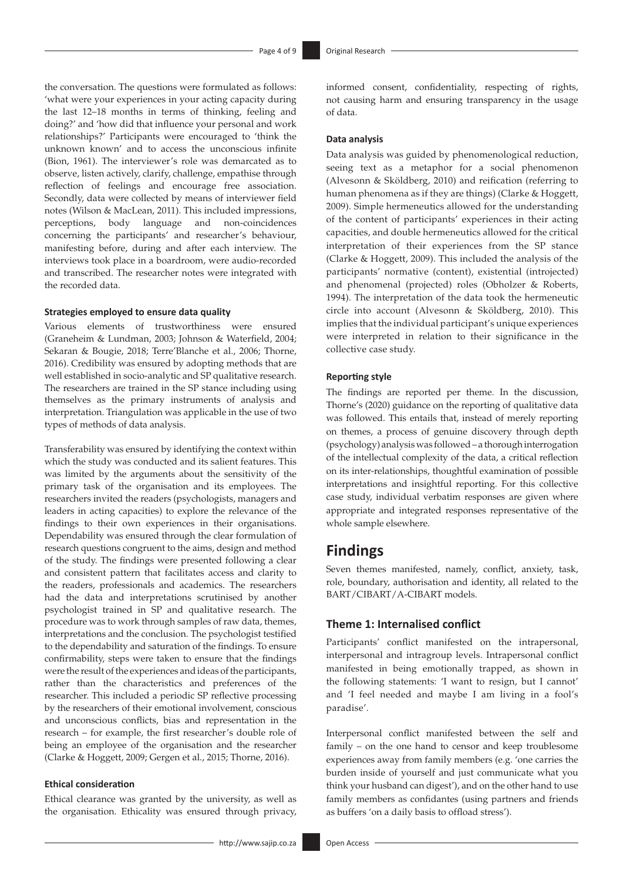the conversation. The questions were formulated as follows: 'what were your experiences in your acting capacity during the last 12–18 months in terms of thinking, feeling and doing?' and 'how did that influence your personal and work relationships?' Participants were encouraged to 'think the unknown known' and to access the unconscious infinite (Bion, 1961). The interviewer's role was demarcated as to observe, listen actively, clarify, challenge, empathise through reflection of feelings and encourage free association. Secondly, data were collected by means of interviewer field notes (Wilson & MacLean, 2011). This included impressions, perceptions, body language and non-coincidences concerning the participants' and researcher's behaviour, manifesting before, during and after each interview. The interviews took place in a boardroom, were audio-recorded and transcribed. The researcher notes were integrated with the recorded data.

#### Strategies employed to ensure data quality

Various elements of trustworthiness were ensured (Graneheim & Lundman, 2003; Johnson & Waterfield, 2004; Sekaran & Bougie, 2018; Terre'Blanche et al., 2006; Thorne, 2016). Credibility was ensured by adopting methods that are well established in socio-analytic and SP qualitative research. The researchers are trained in the SP stance including using themselves as the primary instruments of analysis and interpretation. Triangulation was applicable in the use of two types of methods of data analysis.

Transferability was ensured by identifying the context within which the study was conducted and its salient features. This was limited by the arguments about the sensitivity of the primary task of the organisation and its employees. The researchers invited the readers (psychologists, managers and leaders in acting capacities) to explore the relevance of the findings to their own experiences in their organisations. Dependability was ensured through the clear formulation of research questions congruent to the aims, design and method of the study. The findings were presented following a clear and consistent pattern that facilitates access and clarity to the readers, professionals and academics. The researchers had the data and interpretations scrutinised by another psychologist trained in SP and qualitative research. The procedure was to work through samples of raw data, themes, interpretations and the conclusion. The psychologist testified to the dependability and saturation of the findings. To ensure confirmability, steps were taken to ensure that the findings were the result of the experiences and ideas of the participants, rather than the characteristics and preferences of the researcher. This included a periodic SP reflective processing by the researchers of their emotional involvement, conscious and unconscious conflicts, bias and representation in the research – for example, the first researcher's double role of being an employee of the organisation and the researcher (Clarke & Hoggett, 2009; Gergen et al., 2015; Thorne, 2016).

#### Ethical consideration

Ethical clearance was granted by the university, as well as the organisation. Ethicality was ensured through privacy, informed consent, confidentiality, respecting of rights, not causing harm and ensuring transparency in the usage of data.

#### Data analysis

Data analysis was guided by phenomenological reduction, seeing text as a metaphor for a social phenomenon (Alvesonn & Sköldberg, 2010) and reification (referring to human phenomena as if they are things) (Clarke & Hoggett, 2009). Simple hermeneutics allowed for the understanding of the content of participants' experiences in their acting capacities, and double hermeneutics allowed for the critical interpretation of their experiences from the SP stance (Clarke & Hoggett, 2009). This included the analysis of the participants' normative (content), existential (introjected) and phenomenal (projected) roles (Obholzer & Roberts, 1994). The interpretation of the data took the hermeneutic circle into account (Alvesonn & Sköldberg, 2010). This implies that the individual participant's unique experiences were interpreted in relation to their significance in the collective case study.

#### Reporting style

The findings are reported per theme. In the discussion, Thorne's (2020) guidance on the reporting of qualitative data was followed. This entails that, instead of merely reporting on themes, a process of genuine discovery through depth (psychology) analysis was followed – a thorough interrogation of the intellectual complexity of the data, a critical reflection on its inter-relationships, thoughtful examination of possible interpretations and insightful reporting. For this collective case study, individual verbatim responses are given where appropriate and integrated responses representative of the whole sample elsewhere.

## Findings

Seven themes manifested, namely, conflict, anxiety, task, role, boundary, authorisation and identity, all related to the BART/CIBART/A-CIBART models.

### Theme 1: Internalised conflict

Participants' conflict manifested on the intrapersonal, interpersonal and intragroup levels. Intrapersonal conflict manifested in being emotionally trapped, as shown in the following statements: 'I want to resign, but I cannot' and 'I feel needed and maybe I am living in a fool's paradise'.

Interpersonal conflict manifested between the self and family – on the one hand to censor and keep troublesome experiences away from family members (e.g. 'one carries the burden inside of yourself and just communicate what you think your husband can digest'), and on the other hand to use family members as confidantes (using partners and friends as buffers 'on a daily basis to offload stress').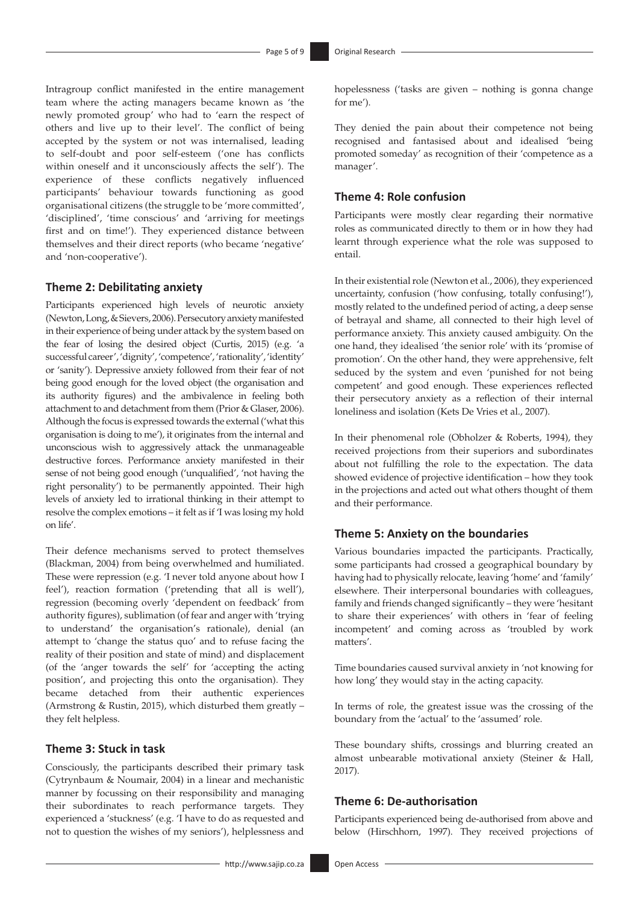Intragroup conflict manifested in the entire management team where the acting managers became known as 'the newly promoted group' who had to 'earn the respect of others and live up to their level'. The conflict of being accepted by the system or not was internalised, leading to self-doubt and poor self-esteem ('one has conflicts within oneself and it unconsciously affects the self'). The experience of these conflicts negatively influenced participants' behaviour towards functioning as good organisational citizens (the struggle to be 'more committed', 'disciplined', 'time conscious' and 'arriving for meetings first and on time!'). They experienced distance between themselves and their direct reports (who became 'negative' and 'non-cooperative').

### Theme 2: Debilitating anxiety

Participants experienced high levels of neurotic anxiety (Newton, Long, & Sievers, 2006). Persecutory anxiety manifested in their experience of being under attack by the system based on the fear of losing the desired object (Curtis, 2015) (e.g. 'a successful career', 'dignity', 'competence', 'rationality', 'identity' or 'sanity'). Depressive anxiety followed from their fear of not being good enough for the loved object (the organisation and its authority figures) and the ambivalence in feeling both attachment to and detachment from them (Prior & Glaser, 2006). Although the focus is expressed towards the external ('what this organisation is doing to me'), it originates from the internal and unconscious wish to aggressively attack the unmanageable destructive forces. Performance anxiety manifested in their sense of not being good enough ('unqualified', 'not having the right personality') to be permanently appointed. Their high levels of anxiety led to irrational thinking in their attempt to resolve the complex emotions – it felt as if 'I was losing my hold on life'.

Their defence mechanisms served to protect themselves (Blackman, 2004) from being overwhelmed and humiliated. These were repression (e.g. 'I never told anyone about how I feel'), reaction formation ('pretending that all is well'), regression (becoming overly 'dependent on feedback' from authority figures), sublimation (of fear and anger with 'trying to understand' the organisation's rationale), denial (an attempt to 'change the status quo' and to refuse facing the reality of their position and state of mind) and displacement (of the 'anger towards the self' for 'accepting the acting position', and projecting this onto the organisation). They became detached from their authentic experiences (Armstrong & Rustin, 2015), which disturbed them greatly – they felt helpless.

### Theme 3: Stuck in task

Consciously, the participants described their primary task (Cytrynbaum & Noumair, 2004) in a linear and mechanistic manner by focussing on their responsibility and managing their subordinates to reach performance targets. They experienced a 'stuckness' (e.g. 'I have to do as requested and not to question the wishes of my seniors'), helplessness and hopelessness ('tasks are given – nothing is gonna change for me').

They denied the pain about their competence not being recognised and fantasised about and idealised 'being promoted someday' as recognition of their 'competence as a manager'.

### Theme 4: Role confusion

Participants were mostly clear regarding their normative roles as communicated directly to them or in how they had learnt through experience what the role was supposed to entail.

In their existential role (Newton et al., 2006), they experienced uncertainty, confusion ('how confusing, totally confusing!'), mostly related to the undefined period of acting, a deep sense of betrayal and shame, all connected to their high level of performance anxiety. This anxiety caused ambiguity. On the one hand, they idealised 'the senior role' with its 'promise of promotion'. On the other hand, they were apprehensive, felt seduced by the system and even 'punished for not being competent' and good enough. These experiences reflected their persecutory anxiety as a reflection of their internal loneliness and isolation (Kets De Vries et al., 2007).

In their phenomenal role (Obholzer & Roberts, 1994), they received projections from their superiors and subordinates about not fulfilling the role to the expectation. The data showed evidence of projective identification – how they took in the projections and acted out what others thought of them and their performance.

### Theme 5: Anxiety on the boundaries

Various boundaries impacted the participants. Practically, some participants had crossed a geographical boundary by having had to physically relocate, leaving 'home' and 'family' elsewhere. Their interpersonal boundaries with colleagues, family and friends changed significantly – they were 'hesitant to share their experiences' with others in 'fear of feeling incompetent' and coming across as 'troubled by work matters'.

Time boundaries caused survival anxiety in 'not knowing for how long' they would stay in the acting capacity.

In terms of role, the greatest issue was the crossing of the boundary from the 'actual' to the 'assumed' role.

These boundary shifts, crossings and blurring created an almost unbearable motivational anxiety (Steiner & Hall, 2017).

### Theme 6: De-authorisation

Participants experienced being de-authorised from above and below (Hirschhorn, 1997). They received projections of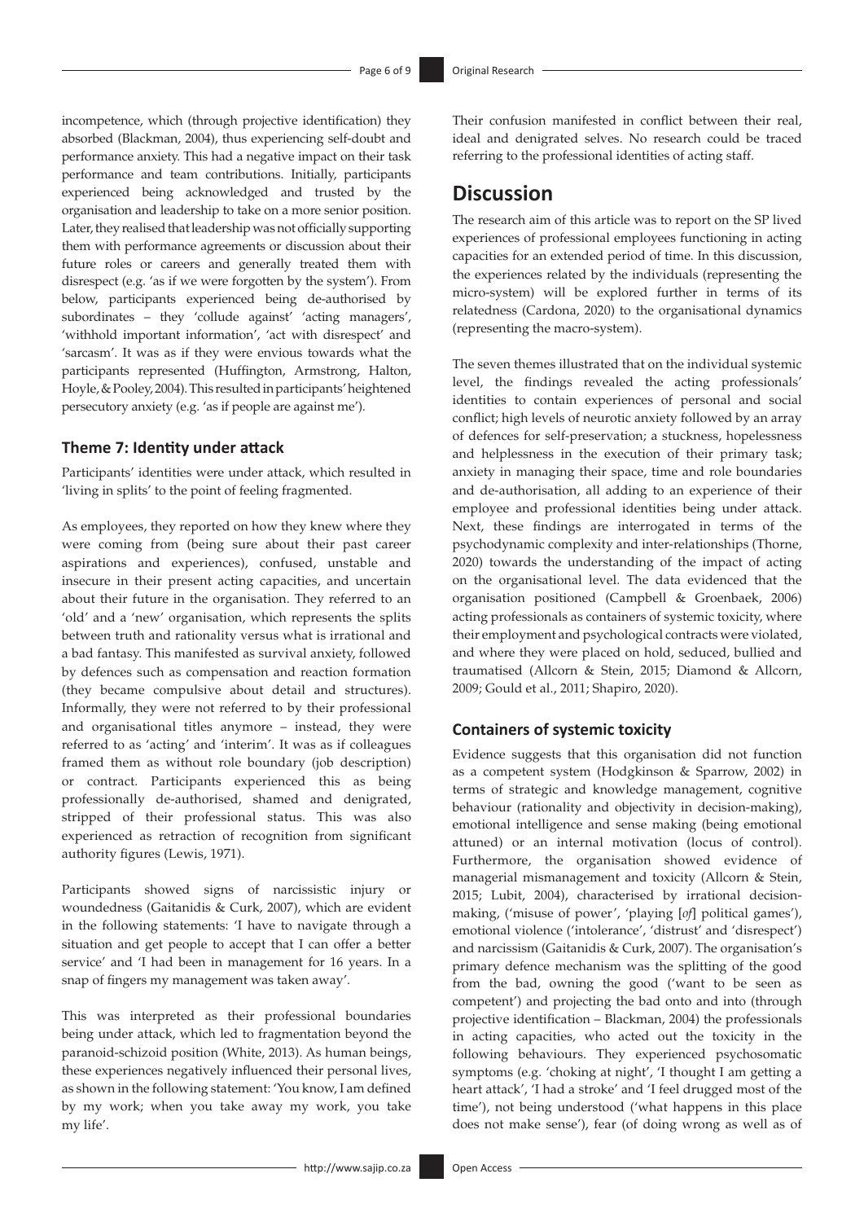incompetence, which (through projective identification) they absorbed (Blackman, 2004), thus experiencing self-doubt and performance anxiety. This had a negative impact on their task performance and team contributions. Initially, participants experienced being acknowledged and trusted by the organisation and leadership to take on a more senior position. Later, they realised that leadership was not officially supporting them with performance agreements or discussion about their future roles or careers and generally treated them with disrespect (e.g. 'as if we were forgotten by the system'). From below, participants experienced being de-authorised by subordinates – they 'collude against' 'acting managers', 'withhold important information', 'act with disrespect' and 'sarcasm'. It was as if they were envious towards what the participants represented (Huffington, Armstrong, Halton, Hoyle, & Pooley, 2004). This resulted in participants' heightened persecutory anxiety (e.g. 'as if people are against me').

### Theme 7: Identity under attack

Participants' identities were under attack, which resulted in 'living in splits' to the point of feeling fragmented.

As employees, they reported on how they knew where they were coming from (being sure about their past career aspirations and experiences), confused, unstable and insecure in their present acting capacities, and uncertain about their future in the organisation. They referred to an 'old' and a 'new' organisation, which represents the splits between truth and rationality versus what is irrational and a bad fantasy. This manifested as survival anxiety, followed by defences such as compensation and reaction formation (they became compulsive about detail and structures). Informally, they were not referred to by their professional and organisational titles anymore – instead, they were referred to as 'acting' and 'interim'. It was as if colleagues framed them as without role boundary (job description) or contract. Participants experienced this as being professionally de-authorised, shamed and denigrated, stripped of their professional status. This was also experienced as retraction of recognition from significant authority figures (Lewis, 1971).

Participants showed signs of narcissistic injury or woundedness (Gaitanidis & Curk, 2007), which are evident in the following statements: 'I have to navigate through a situation and get people to accept that I can offer a better service' and 'I had been in management for 16 years. In a snap of fingers my management was taken away'.

This was interpreted as their professional boundaries being under attack, which led to fragmentation beyond the paranoid-schizoid position (White, 2013). As human beings, these experiences negatively influenced their personal lives, as shown in the following statement: 'You know, I am defined by my work; when you take away my work, you take my life'.

Their confusion manifested in conflict between their real, ideal and denigrated selves. No research could be traced referring to the professional identities of acting staff.

## Discussion

The research aim of this article was to report on the SP lived experiences of professional employees functioning in acting capacities for an extended period of time. In this discussion, the experiences related by the individuals (representing the micro-system) will be explored further in terms of its relatedness (Cardona, 2020) to the organisational dynamics (representing the macro-system).

The seven themes illustrated that on the individual systemic level, the findings revealed the acting professionals' identities to contain experiences of personal and social conflict; high levels of neurotic anxiety followed by an array of defences for self-preservation; a stuckness, hopelessness and helplessness in the execution of their primary task; anxiety in managing their space, time and role boundaries and de-authorisation, all adding to an experience of their employee and professional identities being under attack. Next, these findings are interrogated in terms of the psychodynamic complexity and inter-relationships (Thorne, 2020) towards the understanding of the impact of acting on the organisational level. The data evidenced that the organisation positioned (Campbell & Groenbaek, 2006) acting professionals as containers of systemic toxicity, where their employment and psychological contracts were violated, and where they were placed on hold, seduced, bullied and traumatised (Allcorn & Stein, 2015; Diamond & Allcorn, 2009; Gould et al., 2011; Shapiro, 2020).

### Containers of systemic toxicity

Evidence suggests that this organisation did not function as a competent system (Hodgkinson & Sparrow, 2002) in terms of strategic and knowledge management, cognitive behaviour (rationality and objectivity in decision-making), emotional intelligence and sense making (being emotional attuned) or an internal motivation (locus of control). Furthermore, the organisation showed evidence of managerial mismanagement and toxicity (Allcorn & Stein, 2015; Lubit, 2004), characterised by irrational decision-making, ('misuse of power', 'playing [*of*] political games'), emotional violence ('intolerance', 'distrust' and 'disrespect') and narcissism (Gaitanidis & Curk, 2007). The organisation's primary defence mechanism was the splitting of the good from the bad, owning the good ('want to be seen as competent') and projecting the bad onto and into (through projective identification – Blackman, 2004) the professionals in acting capacities, who acted out the toxicity in the following behaviours. They experienced psychosomatic symptoms (e.g. 'choking at night', 'I thought I am getting a heart attack', 'I had a stroke' and 'I feel drugged most of the time'), not being understood ('what happens in this place does not make sense'), fear (of doing wrong as well as of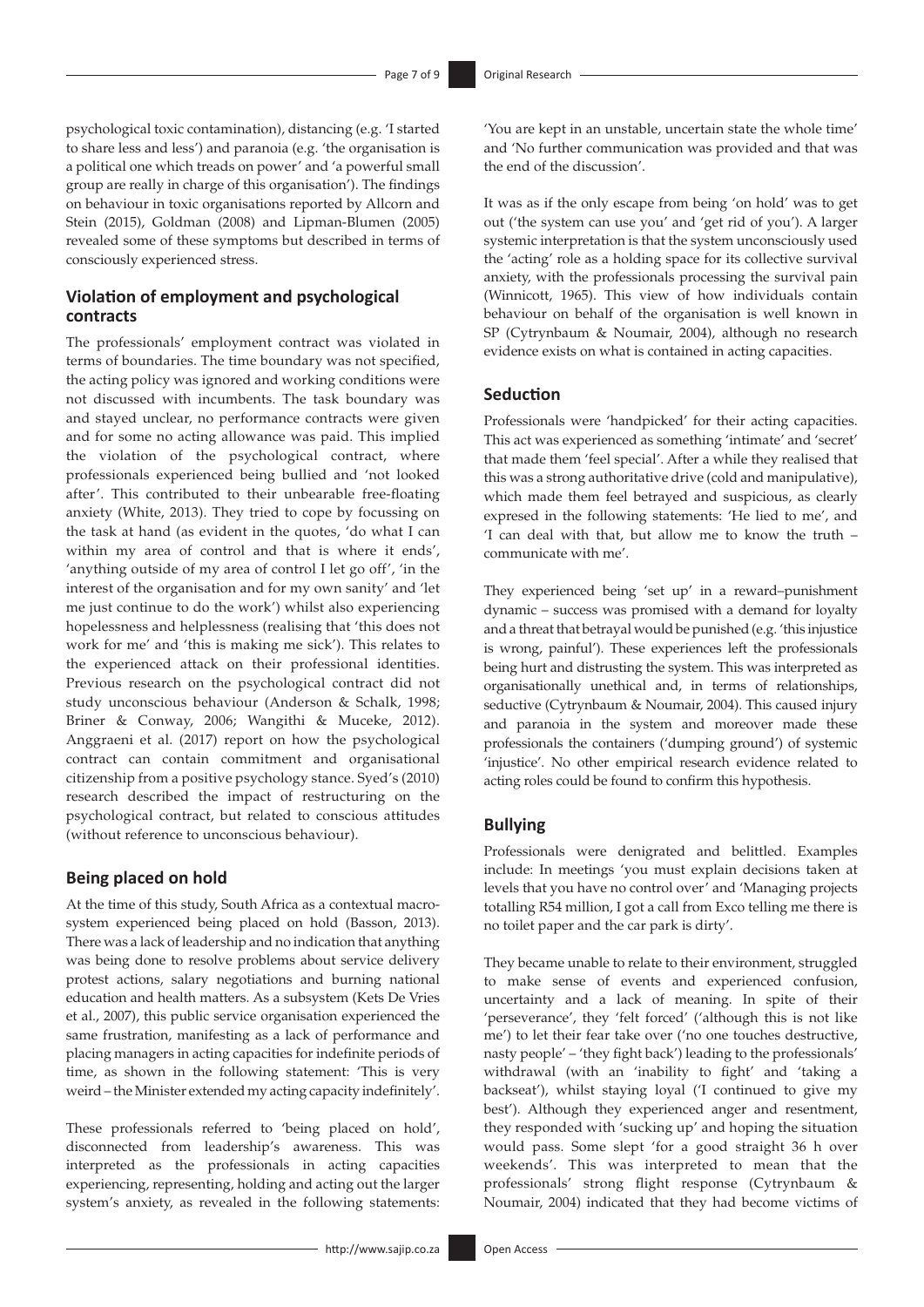psychological toxic contamination), distancing (e.g. 'I started to share less and less') and paranoia (e.g. 'the organisation is a political one which treads on power' and 'a powerful small group are really in charge of this organisation'). The findings on behaviour in toxic organisations reported by Allcorn and Stein (2015), Goldman (2008) and Lipman-Blumen (2005) revealed some of these symptoms but described in terms of consciously experienced stress.

## Violation of employment and psychological contracts

The professionals' employment contract was violated in terms of boundaries. The time boundary was not specified, the acting policy was ignored and working conditions were not discussed with incumbents. The task boundary was and stayed unclear, no performance contracts were given and for some no acting allowance was paid. This implied the violation of the psychological contract, where professionals experienced being bullied and 'not looked after'. This contributed to their unbearable free-floating anxiety (White, 2013). They tried to cope by focussing on the task at hand (as evident in the quotes, 'do what I can within my area of control and that is where it ends', 'anything outside of my area of control I let go off', 'in the interest of the organisation and for my own sanity' and 'let me just continue to do the work') whilst also experiencing hopelessness and helplessness (realising that 'this does not work for me' and 'this is making me sick'). This relates to the experienced attack on their professional identities. Previous research on the psychological contract did not study unconscious behaviour (Anderson & Schalk, 1998; Briner & Conway, 2006; Wangithi & Muceke, 2012). Anggraeni et al. (2017) report on how the psychological contract can contain commitment and organisational citizenship from a positive psychology stance. Syed's (2010) research described the impact of restructuring on the psychological contract, but related to conscious attitudes (without reference to unconscious behaviour).

## Being placed on hold

At the time of this study, South Africa as a contextual macro-system experienced being placed on hold (Basson, 2013). There was a lack of leadership and no indication that anything was being done to resolve problems about service delivery protest actions, salary negotiations and burning national education and health matters. As a subsystem (Kets De Vries et al., 2007), this public service organisation experienced the same frustration, manifesting as a lack of performance and placing managers in acting capacities for indefinite periods of time, as shown in the following statement: 'This is very weird – the Minister extended my acting capacity indefinitely'.

These professionals referred to 'being placed on hold', disconnected from leadership's awareness. This was interpreted as the professionals in acting capacities experiencing, representing, holding and acting out the larger system's anxiety, as revealed in the following statements: 'You are kept in an unstable, uncertain state the whole time' and 'No further communication was provided and that was the end of the discussion'.

It was as if the only escape from being 'on hold' was to get out ('the system can use you' and 'get rid of you'). A larger systemic interpretation is that the system unconsciously used the 'acting' role as a holding space for its collective survival anxiety, with the professionals processing the survival pain (Winnicott, 1965). This view of how individuals contain behaviour on behalf of the organisation is well known in SP (Cytrynbaum & Noumair, 2004), although no research evidence exists on what is contained in acting capacities.

## Seduction

Professionals were 'handpicked' for their acting capacities. This act was experienced as something 'intimate' and 'secret' that made them 'feel special'. After a while they realised that this was a strong authoritative drive (cold and manipulative), which made them feel betrayed and suspicious, as clearly expresed in the following statements: 'He lied to me', and 'I can deal with that, but allow me to know the truth – communicate with me'.

They experienced being 'set up' in a reward–punishment dynamic – success was promised with a demand for loyalty and a threat that betrayal would be punished (e.g. 'this injustice is wrong, painful'). These experiences left the professionals being hurt and distrusting the system. This was interpreted as organisationally unethical and, in terms of relationships, seductive (Cytrynbaum & Noumair, 2004). This caused injury and paranoia in the system and moreover made these professionals the containers ('dumping ground') of systemic 'injustice'. No other empirical research evidence related to acting roles could be found to confirm this hypothesis.

## Bullying

Professionals were denigrated and belittled. Examples include: In meetings 'you must explain decisions taken at levels that you have no control over' and 'Managing projects totalling R54 million, I got a call from Exco telling me there is no toilet paper and the car park is dirty'.

They became unable to relate to their environment, struggled to make sense of events and experienced confusion, uncertainty and a lack of meaning. In spite of their 'perseverance', they 'felt forced' ('although this is not like me') to let their fear take over ('no one touches destructive, nasty people' – 'they fight back') leading to the professionals' withdrawal (with an 'inability to fight' and 'taking a backseat'), whilst staying loyal ('I continued to give my best'). Although they experienced anger and resentment, they responded with 'sucking up' and hoping the situation would pass. Some slept 'for a good straight 36 h over weekends'. This was interpreted to mean that the professionals' strong flight response (Cytrynbaum & Noumair, 2004) indicated that they had become victims of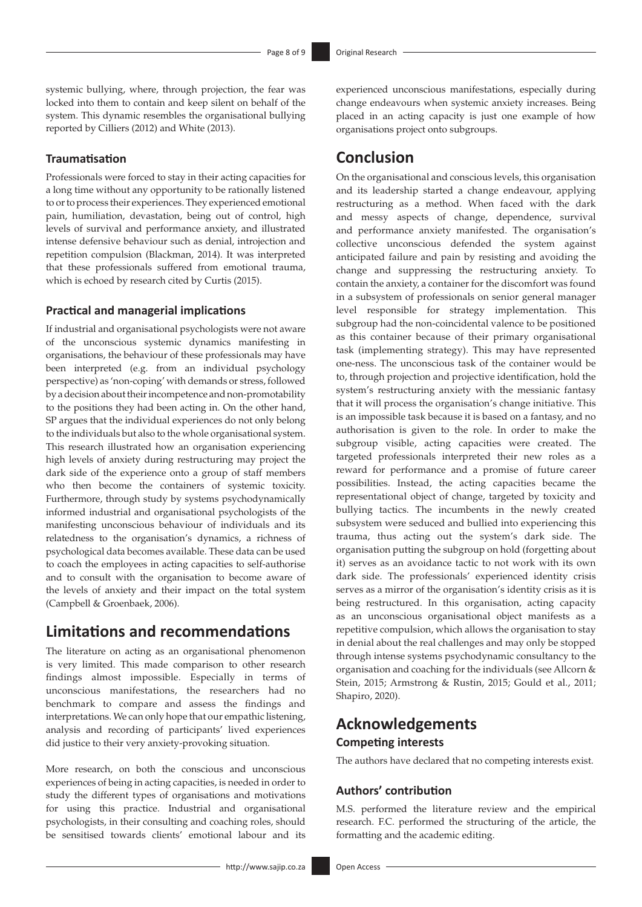systemic bullying, where, through projection, the fear was locked into them to contain and keep silent on behalf of the system. This dynamic resembles the organisational bullying reported by Cilliers (2012) and White (2013).

### Traumatisation

Professionals were forced to stay in their acting capacities for a long time without any opportunity to be rationally listened to or to process their experiences. They experienced emotional pain, humiliation, devastation, being out of control, high levels of survival and performance anxiety, and illustrated intense defensive behaviour such as denial, introjection and repetition compulsion (Blackman, 2014). It was interpreted that these professionals suffered from emotional trauma, which is echoed by research cited by Curtis (2015).

### Practical and managerial implications

If industrial and organisational psychologists were not aware of the unconscious systemic dynamics manifesting in organisations, the behaviour of these professionals may have been interpreted (e.g. from an individual psychology perspective) as 'non-coping' with demands or stress, followed by a decision about their incompetence and non-promotability to the positions they had been acting in. On the other hand, SP argues that the individual experiences do not only belong to the individuals but also to the whole organisational system. This research illustrated how an organisation experiencing high levels of anxiety during restructuring may project the dark side of the experience onto a group of staff members who then become the containers of systemic toxicity. Furthermore, through study by systems psychodynamically informed industrial and organisational psychologists of the manifesting unconscious behaviour of individuals and its relatedness to the organisation's dynamics, a richness of psychological data becomes available. These data can be used to coach the employees in acting capacities to self-authorise and to consult with the organisation to become aware of the levels of anxiety and their impact on the total system (Campbell & Groenbaek, 2006).

## Limitations and recommendations

The literature on acting as an organisational phenomenon is very limited. This made comparison to other research findings almost impossible. Especially in terms of unconscious manifestations, the researchers had no benchmark to compare and assess the findings and interpretations. We can only hope that our empathic listening, analysis and recording of participants' lived experiences did justice to their very anxiety-provoking situation.

More research, on both the conscious and unconscious experiences of being in acting capacities, is needed in order to study the different types of organisations and motivations for using this practice. Industrial and organisational psychologists, in their consulting and coaching roles, should be sensitised towards clients' emotional labour and its experienced unconscious manifestations, especially during change endeavours when systemic anxiety increases. Being placed in an acting capacity is just one example of how organisations project onto subgroups.

## Conclusion

On the organisational and conscious levels, this organisation and its leadership started a change endeavour, applying restructuring as a method. When faced with the dark and messy aspects of change, dependence, survival and performance anxiety manifested. The organisation's collective unconscious defended the system against anticipated failure and pain by resisting and avoiding the change and suppressing the restructuring anxiety. To contain the anxiety, a container for the discomfort was found in a subsystem of professionals on senior general manager level responsible for strategy implementation. This subgroup had the non-coincidental valence to be positioned as this container because of their primary organisational task (implementing strategy). This may have represented one-ness. The unconscious task of the container would be to, through projection and projective identification, hold the system's restructuring anxiety with the messianic fantasy that it will process the organisation's change initiative. This is an impossible task because it is based on a fantasy, and no authorisation is given to the role. In order to make the subgroup visible, acting capacities were created. The targeted professionals interpreted their new roles as a reward for performance and a promise of future career possibilities. Instead, the acting capacities became the representational object of change, targeted by toxicity and bullying tactics. The incumbents in the newly created subsystem were seduced and bullied into experiencing this trauma, thus acting out the system's dark side. The organisation putting the subgroup on hold (forgetting about it) serves as an avoidance tactic to not work with its own dark side. The professionals' experienced identity crisis serves as a mirror of the organisation's identity crisis as it is being restructured. In this organisation, acting capacity as an unconscious organisational object manifests as a repetitive compulsion, which allows the organisation to stay in denial about the real challenges and may only be stopped through intense systems psychodynamic consultancy to the organisation and coaching for the individuals (see Allcorn & Stein, 2015; Armstrong & Rustin, 2015; Gould et al., 2011; Shapiro, 2020).

## Acknowledgements

### Competing interests

The authors have declared that no competing interests exist.

### Authors' contribution

M.S. performed the literature review and the empirical research. F.C. performed the structuring of the article, the formatting and the academic editing.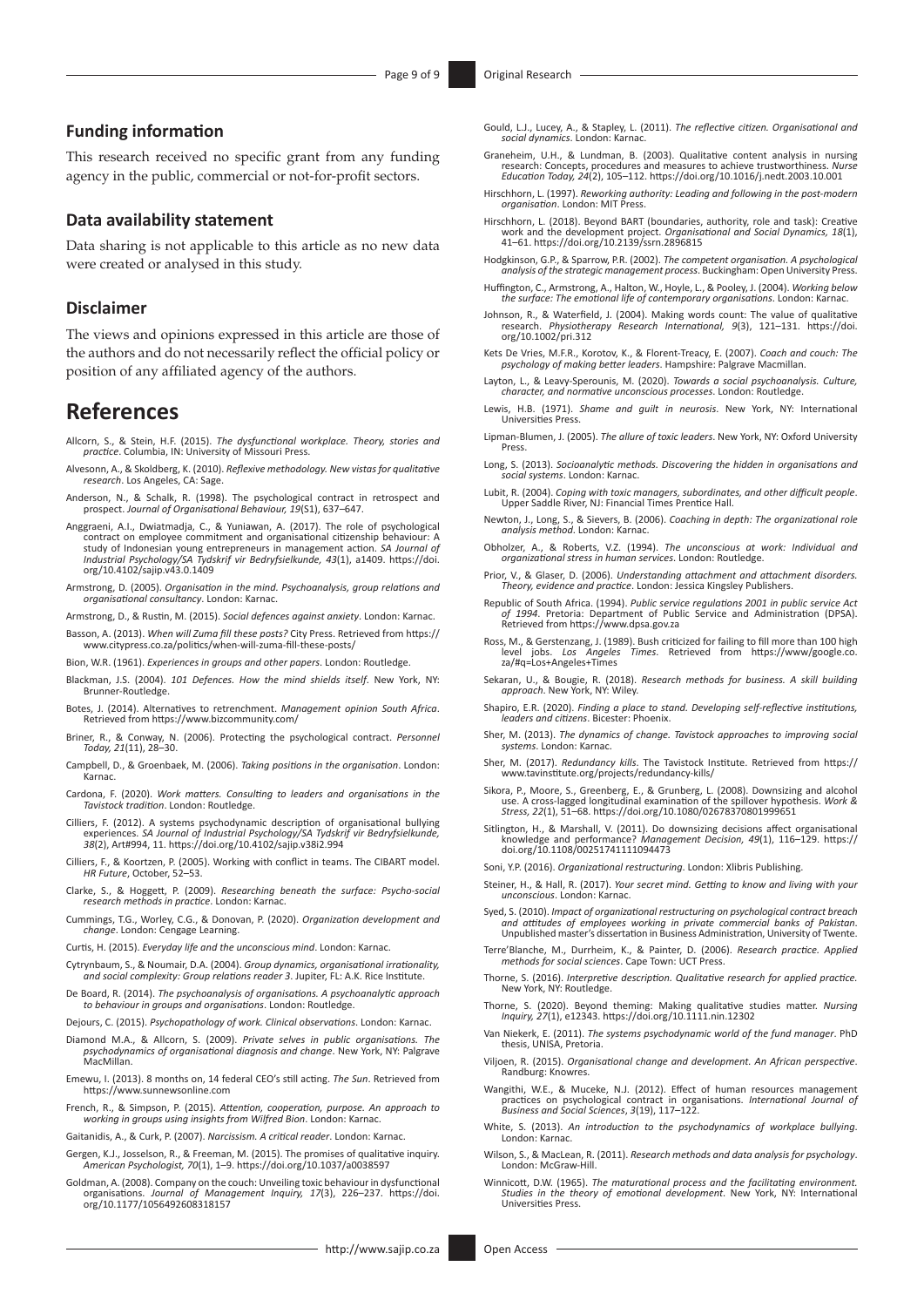## Funding information

This research received no specific grant from any funding agency in the public, commercial or not-for-profit sectors.

## Data availability statement

Data sharing is not applicable to this article as no new data were created or analysed in this study.

## Disclaimer

The views and opinions expressed in this article are those of the authors and do not necessarily reflect the official policy or position of any affiliated agency of the authors.

# References

Allcorn, S., & Stein, H.F. (2015). *The dysfunctional workplace. Theory, stories and practice*. Columbia, IN: University of Missouri Press.

Alvesonn, A., & Skoldberg, K. (2010). *Reflexive methodology. New vistas for qualitative research*. Los Angeles, CA: Sage.

Anderson, N., & Schalk, R. (1998). The psychological contract in retrospect and prospect. *Journal of Organisational Behaviour, 19*(S1), 637–647.

Anggraeni, A.I., Dwiatmadja, C., & Yuniawan, A. (2017). The role of psychological contract on employee commitment and organisational citizenship behaviour: A study of Indonesian young entrepreneurs in management action. *SA Journal of Industrial Psychology/SA Tydskrif vir Bedryfsielkunde, 43*(1), a1409. https://doi.org/10.4102/sajip.v43.0.1409

Armstrong, D. (2005). *Organisation in the mind. Psychoanalysis, group relations and organisational consultancy*. London: Karnac.

Armstrong, D., & Rustin, M. (2015). *Social defences against anxiety*. London: Karnac.

Basson, A. (2013). *When will Zuma fill these posts?* City Press. Retrieved from https://www.citypress.co.za/politics/when-will-zuma-fill-these-posts/

Bion, W.R. (1961). *Experiences in groups and other papers*. London: Routledge.

Blackman, J.S. (2004). *101 Defences. How the mind shields itself*. New York, NY: Brunner-Routledge.

Botes, J. (2014). Alternatives to retrenchment. *Management opinion South Africa*. Retrieved from https://www.bizcommunity.com/

Briner, R., & Conway, N. (2006). Protecting the psychological contract. *Personnel Today, 21*(11), 28–30.

Campbell, D., & Groenbaek, M. (2006). *Taking positions in the organisation*. London: Karnac.

Cardona, F. (2020). *Work matters. Consulting to leaders and organisations in the Tavistock tradition*. London: Routledge.

Cilliers, F. (2012). A systems psychodynamic description of organisational bullying experiences. *SA Journal of Industrial Psychology/SA Tydskrif vir Bedryfsielkunde, 38*(2), Art#994, 11. https://doi.org/10.4102/sajip.v38i2.994

Cilliers, F., & Koortzen, P. (2005). Working with conflict in teams. The CIBART model. *HR Future*, October, 52–53.

Clarke, S., & Hoggett, P. (2009). *Researching beneath the surface: Psycho-social research methods in practice*. London: Karnac.

Cummings, T.G., Worley, C.G., & Donovan, P. (2020). *Organization development and change*. London: Cengage Learning.

Curtis, H. (2015). *Everyday life and the unconscious mind*. London: Karnac.

Cytrynbaum, S., & Noumair, D.A. (2004). *Group dynamics, organisational irrationality, and social complexity: Group relations reader 3*. Jupiter, FL: A.K. Rice Institute.

De Board, R. (2014). *The psychoanalysis of organisations. A psychoanalytic approach to behaviour in groups and organisations*. London: Routledge.

Dejours, C. (2015). *Psychopathology of work. Clinical observations*. London: Karnac.

Diamond M.A., & Allcorn, S. (2009). *Private selves in public organisations. The psychodynamics of organisational diagnosis and change*. New York, NY: Palgrave MacMillan.

Emewu, I. (2013). 8 months on, 14 federal CEO's still acting. *The Sun*. Retrieved from https://www.sunnewsonline.com

French, R., & Simpson, P. (2015). *Attention, cooperation, purpose. An approach to working in groups using insights from Wilfred Bion*. London: Karnac.

Gaitanidis, A., & Curk, P. (2007). *Narcissism. A critical reader*. London: Karnac.

Gergen, K.J., Josselson, R., & Freeman, M. (2015). The promises of qualitative inquiry. *American Psychologist, 70*(1), 1–9. https://doi.org/10.1037/a0038597

Goldman, A. (2008). Company on the couch: Unveiling toxic behaviour in dysfunctional organisations. *Journal of Management Inquiry, 17*(3), 226–237. https://doi.org/10.1177/1056492608318157

Gould, L.J., Lucey, A., & Stapley, L. (2011). *The reflective citizen. Organisational and social dynamics*. London: Karnac.

Graneheim, U.H., & Lundman, B. (2003). Qualitative content analysis in nursing research: Concepts, procedures and measures to achieve trustworthiness. *Nurse Education Today, 24*(2), 105–112. https://doi.org/10.1016/j.nedt.2003.10.001

Hirschhorn, L. (1997). *Reworking authority: Leading and following in the post-modern organisation*. London: MIT Press.

Hirschhorn, L. (2018). Beyond BART (boundaries, authority, role and task): Creative work and the development project. *Organisational and Social Dynamics, 18*(1), 41–61. https://doi.org/10.2139/ssrn.2896815

Hodgkinson, G.P., & Sparrow, P.R. (2002). *The competent organisation. A psychological analysis of the strategic management process*. Buckingham: Open University Press.

Huffington, C., Armstrong, A., Halton, W., Hoyle, L., & Pooley, J. (2004). *Working below the surface: The emotional life of contemporary organisations*. London: Karnac.

Johnson, R., & Waterfield, J. (2004). Making words count: The value of qualitative research. *Physiotherapy Research International, 9*(3), 121–131. https://doi.org/10.1002/pri.312

Kets De Vries, M.F.R., Korotov, K., & Florent-Treacy, E. (2007). *Coach and couch: The psychology of making better leaders*. Hampshire: Palgrave Macmillan.

Layton, L., & Leavy-Sperounis, M. (2020). *Towards a social psychoanalysis. Culture, character, and normative unconscious processes*. London: Routledge.

Lewis, H.B. (1971). *Shame and guilt in neurosis*. New York, NY: International Universities Press.

Lipman-Blumen, J. (2005). *The allure of toxic leaders*. New York, NY: Oxford University Press.

Long, S. (2013). *Socioanalytic methods. Discovering the hidden in organisations and social systems*. London: Karnac.

Lubit, R. (2004). *Coping with toxic managers, subordinates, and other difficult people*. Upper Saddle River, NJ: Financial Times Prentice Hall.

Newton, J., Long, S., & Sievers, B. (2006). *Coaching in depth: The organizational role analysis method*. London: Karnac.

Obholzer, A., & Roberts, V.Z. (1994). *The unconscious at work: Individual and organizational stress in human services*. London: Routledge.

Prior, V., & Glaser, D. (2006). *Understanding attachment and attachment disorders. Theory, evidence and practice*. London: Jessica Kingsley Publishers.

Republic of South Africa. (1994). *Public service regulations 2001 in public service Act of 1994*. Pretoria: Department of Public Service and Administration (DPSA). Retrieved from https://www.dpsa.gov.za

Ross, M., & Gerstenzang, J. (1989). Bush criticized for failing to fill more than 100 high level jobs. *Los Angeles Times*. Retrieved from https://www/google.co.za/#q=Los+Angeles+Times

Sekaran, U., & Bougie, R. (2018). *Research methods for business. A skill building approach*. New York, NY: Wiley.

Shapiro, E.R. (2020). *Finding a place to stand. Developing self-reflective institutions, leaders and citizens*. Bicester: Phoenix.

Sher, M. (2013). *The dynamics of change. Tavistock approaches to improving social systems*. London: Karnac.

Sher, M. (2017). *Redundancy kills*. The Tavistock Institute. Retrieved from https://www.tavinstitute.org/projects/redundancy-kills/

Sikora, P., Moore, S., Greenberg, E., & Grunberg, L. (2008). Downsizing and alcohol use. A cross-lagged longitudinal examination of the spillover hypothesis. *Work & Stress, 22*(1), 51–68. https://doi.org/10.1080/02678370801999651

Sitlington, H., & Marshall, V. (2011). Do downsizing decisions affect organisational knowledge and performance? *Management Decision, 49*(1), 116–129. https://doi.org/10.1108/00251741111094473

Soni, Y.P. (2016). *Organizational restructuring*. London: Xlibris Publishing.

Steiner, H., & Hall, R. (2017). *Your secret mind. Getting to know and living with your unconscious*. London: Karnac.

Syed, S. (2010). *Impact of organizational restructuring on psychological contract breach and attitudes of employees working in private commercial banks of Pakistan*. Unpublished master's dissertation in Business Administration, University of Twente.

Terre'Blanche, M., Durrheim, K., & Painter, D. (2006). *Research practice. Applied methods for social sciences*. Cape Town: UCT Press.

Thorne, S. (2016). *Interpretive description. Qualitative research for applied practice*. New York, NY: Routledge.

Thorne, S. (2020). Beyond theming: Making qualitative studies matter. *Nursing Inquiry, 27*(1), e12343. https://doi.org/10.1111.nin.12302

Van Niekerk, E. (2011). *The systems psychodynamic world of the fund manager*. PhD thesis, UNISA, Pretoria.

Viljoen, R. (2015). *Organisational change and development. An African perspective*. Randburg: Knowres.

Wangithi, W.E., & Muceke, N.J. (2012). Effect of human resources management practices on psychological contract in organisations. *International Journal of Business and Social Sciences*, *3*(19), 117–122.

White, S. (2013). *An introduction to the psychodynamics of workplace bullying*. London: Karnac.

Wilson, S., & MacLean, R. (2011). *Research methods and data analysis for psychology*. London: McGraw-Hill.

Winnicott, D.W. (1965). *The maturational process and the facilitating environment. Studies in the theory of emotional development*. New York, NY: International Universities Press.